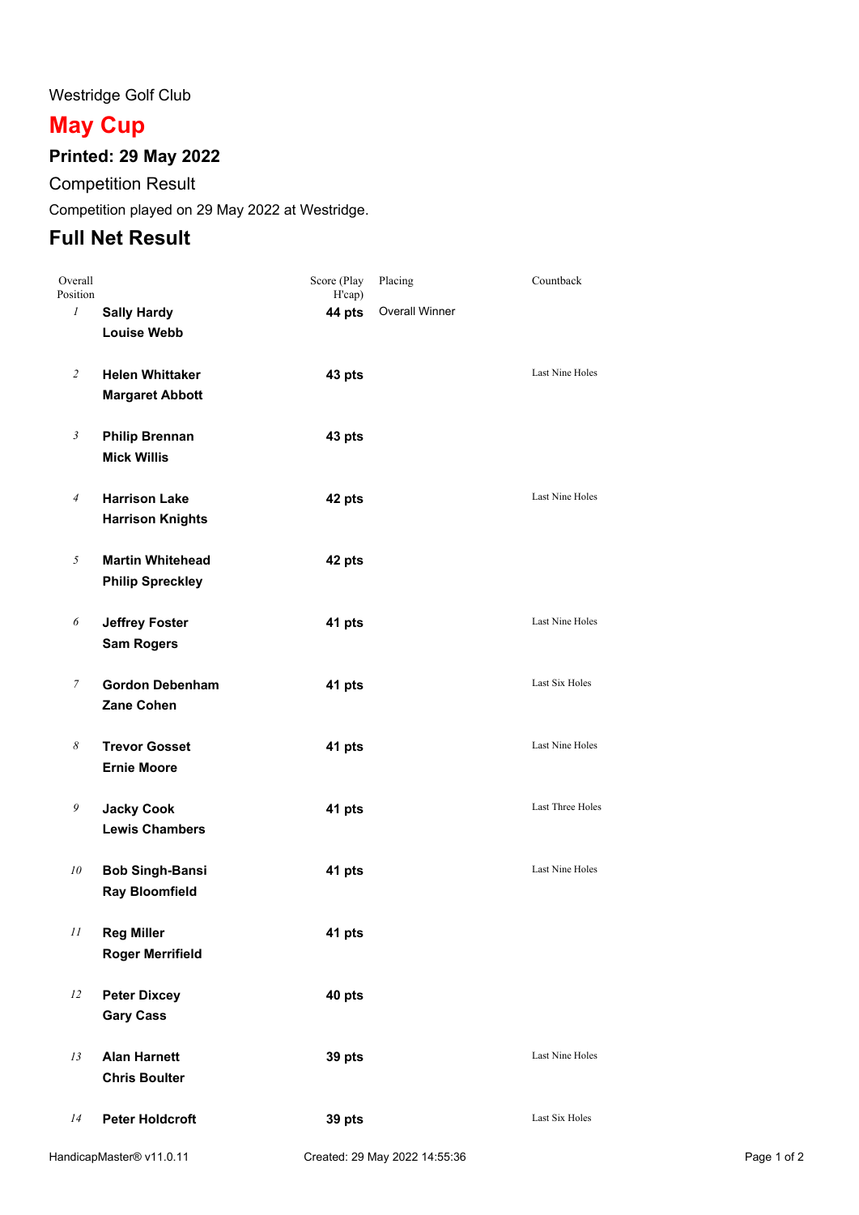Westridge Golf Club

# May Cup

### Printed: 29 May 2022

Competition Result

Competition played on 29 May 2022 at Westridge.

## Full Net Result

| Overall Position | | Score (Play H'cap) | Placing | Countback |
|---|---|---|---|---|
| *1* | **Sally Hardy**<br>**Louise Webb** | **44 pts** | Overall Winner | |
| *2* | **Helen Whittaker**<br>**Margaret Abbott** | **43 pts** | | Last Nine Holes |
| *3* | **Philip Brennan**<br>**Mick Willis** | **43 pts** | | |
| *4* | **Harrison Lake**<br>**Harrison Knights** | **42 pts** | | Last Nine Holes |
| *5* | **Martin Whitehead**<br>**Philip Spreckley** | **42 pts** | | |
| *6* | **Jeffrey Foster**<br>**Sam Rogers** | **41 pts** | | Last Nine Holes |
| *7* | **Gordon Debenham**<br>**Zane Cohen** | **41 pts** | | Last Six Holes |
| *8* | **Trevor Gosset**<br>**Ernie Moore** | **41 pts** | | Last Nine Holes |
| *9* | **Jacky Cook**<br>**Lewis Chambers** | **41 pts** | | Last Three Holes |
| *10* | **Bob Singh-Bansi**<br>**Ray Bloomfield** | **41 pts** | | Last Nine Holes |
| *11* | **Reg Miller**<br>**Roger Merrifield** | **41 pts** | | |
| *12* | **Peter Dixcey**<br>**Gary Cass** | **40 pts** | | |
| *13* | **Alan Harnett**<br>**Chris Boulter** | **39 pts** | | Last Nine Holes |
| *14* | **Peter Holdcroft** | **39 pts** | | Last Six Holes |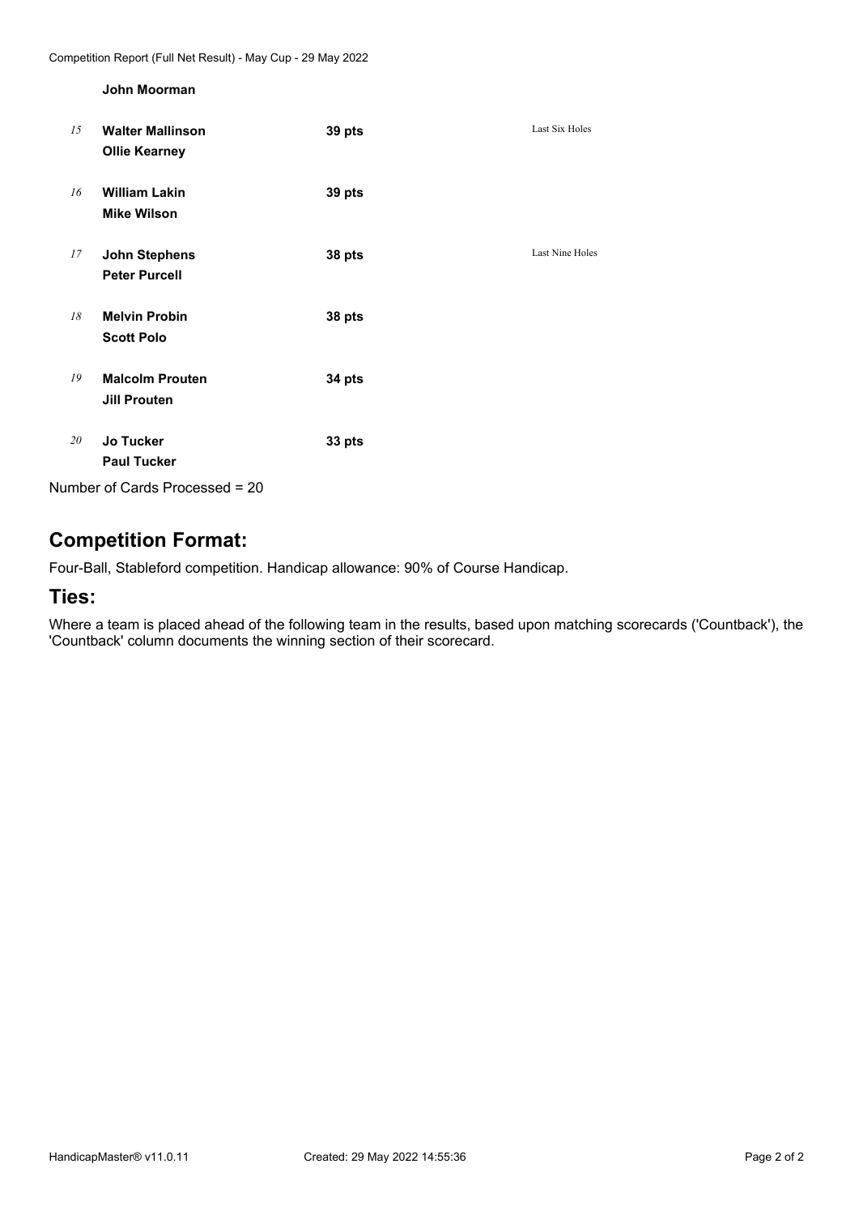| | | | |
|---|---|---|---|
| | **John Moorman** | | |
| *15* | **Walter Mallinson**<br>**Ollie Kearney** | **39 pts** | Last Six Holes |
| *16* | **William Lakin**<br>**Mike Wilson** | **39 pts** | |
| *17* | **John Stephens**<br>**Peter Purcell** | **38 pts** | Last Nine Holes |
| *18* | **Melvin Probin**<br>**Scott Polo** | **38 pts** | |
| *19* | **Malcolm Prouten**<br>**Jill Prouten** | **34 pts** | |
| *20* | **Jo Tucker**<br>**Paul Tucker** | **33 pts** | |

Number of Cards Processed = 20

## Competition Format:

Four-Ball, Stableford competition. Handicap allowance: 90% of Course Handicap.

## Ties:

Where a team is placed ahead of the following team in the results, based upon matching scorecards ('Countback'), the 'Countback' column documents the winning section of their scorecard.